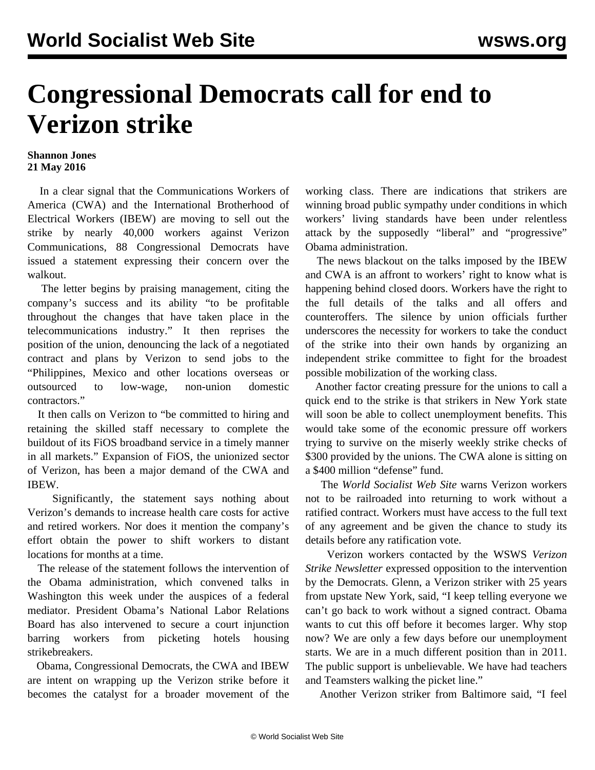# Congressional Democrats call for end to Verizon strike

**Shannon Jones**
**21 May 2016**

In a clear signal that the Communications Workers of America (CWA) and the International Brotherhood of Electrical Workers (IBEW) are moving to sell out the strike by nearly 40,000 workers against Verizon Communications, 88 Congressional Democrats have issued a statement expressing their concern over the walkout.

The letter begins by praising management, citing the company's success and its ability "to be profitable throughout the changes that have taken place in the telecommunications industry." It then reprises the position of the union, denouncing the lack of a negotiated contract and plans by Verizon to send jobs to the "Philippines, Mexico and other locations overseas or outsourced to low-wage, non-union domestic contractors."

It then calls on Verizon to "be committed to hiring and retaining the skilled staff necessary to complete the buildout of its FiOS broadband service in a timely manner in all markets." Expansion of FiOS, the unionized sector of Verizon, has been a major demand of the CWA and IBEW.

Significantly, the statement says nothing about Verizon's demands to increase health care costs for active and retired workers. Nor does it mention the company's effort obtain the power to shift workers to distant locations for months at a time.

The release of the statement follows the intervention of the Obama administration, which convened talks in Washington this week under the auspices of a federal mediator. President Obama's National Labor Relations Board has also intervened to secure a court injunction barring workers from picketing hotels housing strikebreakers.

Obama, Congressional Democrats, the CWA and IBEW are intent on wrapping up the Verizon strike before it becomes the catalyst for a broader movement of the working class. There are indications that strikers are winning broad public sympathy under conditions in which workers' living standards have been under relentless attack by the supposedly "liberal" and "progressive" Obama administration.

The news blackout on the talks imposed by the IBEW and CWA is an affront to workers' right to know what is happening behind closed doors. Workers have the right to the full details of the talks and all offers and counteroffers. The silence by union officials further underscores the necessity for workers to take the conduct of the strike into their own hands by organizing an independent strike committee to fight for the broadest possible mobilization of the working class.

Another factor creating pressure for the unions to call a quick end to the strike is that strikers in New York state will soon be able to collect unemployment benefits. This would take some of the economic pressure off workers trying to survive on the miserly weekly strike checks of $300 provided by the unions. The CWA alone is sitting on a $400 million "defense" fund.

The *World Socialist Web Site* warns Verizon workers not to be railroaded into returning to work without a ratified contract. Workers must have access to the full text of any agreement and be given the chance to study its details before any ratification vote.

Verizon workers contacted by the WSWS *Verizon Strike Newsletter* expressed opposition to the intervention by the Democrats. Glenn, a Verizon striker with 25 years from upstate New York, said, "I keep telling everyone we can't go back to work without a signed contract. Obama wants to cut this off before it becomes larger. Why stop now? We are only a few days before our unemployment starts. We are in a much different position than in 2011. The public support is unbelievable. We have had teachers and Teamsters walking the picket line."

Another Verizon striker from Baltimore said, "I feel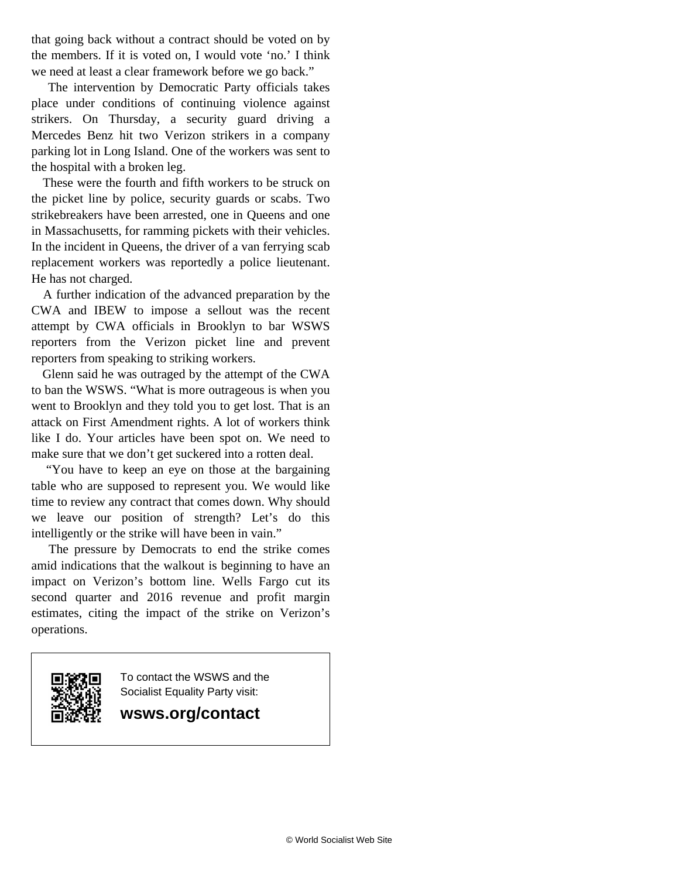that going back without a contract should be voted on by the members. If it is voted on, I would vote 'no.' I think we need at least a clear framework before we go back."

The intervention by Democratic Party officials takes place under conditions of continuing violence against strikers. On Thursday, a security guard driving a Mercedes Benz hit two Verizon strikers in a company parking lot in Long Island. One of the workers was sent to the hospital with a broken leg.

These were the fourth and fifth workers to be struck on the picket line by police, security guards or scabs. Two strikebreakers have been arrested, one in Queens and one in Massachusetts, for ramming pickets with their vehicles. In the incident in Queens, the driver of a van ferrying scab replacement workers was reportedly a police lieutenant. He has not charged.

A further indication of the advanced preparation by the CWA and IBEW to impose a sellout was the recent attempt by CWA officials in Brooklyn to bar WSWS reporters from the Verizon picket line and prevent reporters from speaking to striking workers.

Glenn said he was outraged by the attempt of the CWA to ban the WSWS. "What is more outrageous is when you went to Brooklyn and they told you to get lost. That is an attack on First Amendment rights. A lot of workers think like I do. Your articles have been spot on. We need to make sure that we don't get suckered into a rotten deal.

"You have to keep an eye on those at the bargaining table who are supposed to represent you. We would like time to review any contract that comes down. Why should we leave our position of strength? Let's do this intelligently or the strike will have been in vain."

The pressure by Democrats to end the strike comes amid indications that the walkout is beginning to have an impact on Verizon's bottom line. Wells Fargo cut its second quarter and 2016 revenue and profit margin estimates, citing the impact of the strike on Verizon's operations.

To contact the WSWS and the Socialist Equality Party visit:

**wsws.org/contact**